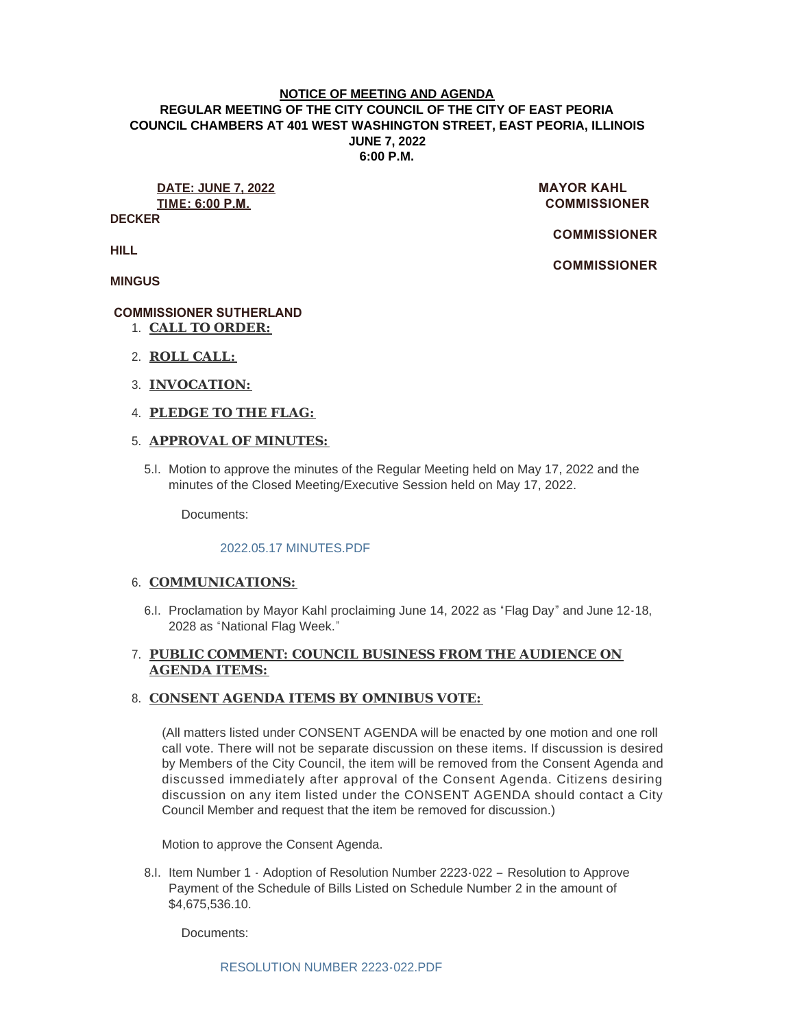**NOTICE OF MEETING AND AGENDA**

**REGULAR MEETING OF THE CITY COUNCIL OF THE CITY OF EAST PEORIA**
**COUNCIL CHAMBERS AT 401 WEST WASHINGTON STREET, EAST PEORIA, ILLINOIS**
**JUNE 7, 2022**
**6:00 P.M.**

**DATE: JUNE 7, 2022**
**TIME: 6:00 P.M.**

**MAYOR KAHL**
**COMMISSIONER DECKER**
**COMMISSIONER HILL**
**COMMISSIONER MINGUS**
**COMMISSIONER SUTHERLAND**

1. **CALL TO ORDER:**

2. **ROLL CALL:**

3. **INVOCATION:**

4. **PLEDGE TO THE FLAG:**

5. **APPROVAL OF MINUTES:**

   5.I. Motion to approve the minutes of the Regular Meeting held on May 17, 2022 and the minutes of the Closed Meeting/Executive Session held on May 17, 2022.

   Documents:

   2022.05.17 MINUTES.PDF

6. **COMMUNICATIONS:**

   6.I. Proclamation by Mayor Kahl proclaiming June 14, 2022 as "Flag Day" and June 12-18, 2028 as "National Flag Week."

7. **PUBLIC COMMENT: COUNCIL BUSINESS FROM THE AUDIENCE ON AGENDA ITEMS:**

8. **CONSENT AGENDA ITEMS BY OMNIBUS VOTE:**

   (All matters listed under CONSENT AGENDA will be enacted by one motion and one roll call vote. There will not be separate discussion on these items. If discussion is desired by Members of the City Council, the item will be removed from the Consent Agenda and discussed immediately after approval of the Consent Agenda. Citizens desiring discussion on any item listed under the CONSENT AGENDA should contact a City Council Member and request that the item be removed for discussion.)

   Motion to approve the Consent Agenda.

   8.I. Item Number 1 - Adoption of Resolution Number 2223-022 – Resolution to Approve Payment of the Schedule of Bills Listed on Schedule Number 2 in the amount of $4,675,536.10.

   Documents:

   RESOLUTION NUMBER 2223-022.PDF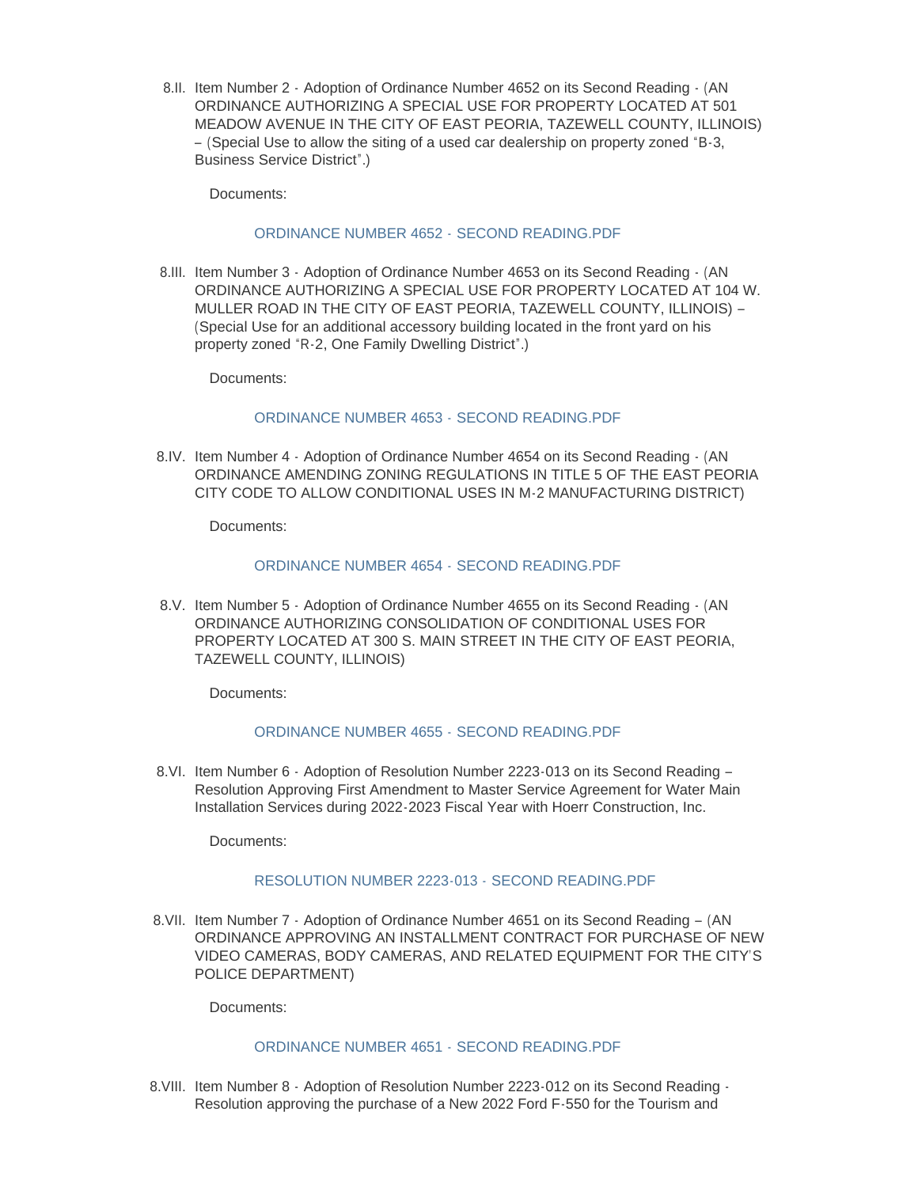8.II. Item Number 2 - Adoption of Ordinance Number 4652 on its Second Reading - (AN ORDINANCE AUTHORIZING A SPECIAL USE FOR PROPERTY LOCATED AT 501 MEADOW AVENUE IN THE CITY OF EAST PEORIA, TAZEWELL COUNTY, ILLINOIS) – (Special Use to allow the siting of a used car dealership on property zoned "B-3, Business Service District".)

Documents:

ORDINANCE NUMBER 4652 - SECOND READING.PDF

8.III. Item Number 3 - Adoption of Ordinance Number 4653 on its Second Reading - (AN ORDINANCE AUTHORIZING A SPECIAL USE FOR PROPERTY LOCATED AT 104 W. MULLER ROAD IN THE CITY OF EAST PEORIA, TAZEWELL COUNTY, ILLINOIS) – (Special Use for an additional accessory building located in the front yard on his property zoned "R-2, One Family Dwelling District".)

Documents:

ORDINANCE NUMBER 4653 - SECOND READING.PDF

8.IV. Item Number 4 - Adoption of Ordinance Number 4654 on its Second Reading - (AN ORDINANCE AMENDING ZONING REGULATIONS IN TITLE 5 OF THE EAST PEORIA CITY CODE TO ALLOW CONDITIONAL USES IN M-2 MANUFACTURING DISTRICT)

Documents:

ORDINANCE NUMBER 4654 - SECOND READING.PDF

8.V. Item Number 5 - Adoption of Ordinance Number 4655 on its Second Reading - (AN ORDINANCE AUTHORIZING CONSOLIDATION OF CONDITIONAL USES FOR PROPERTY LOCATED AT 300 S. MAIN STREET IN THE CITY OF EAST PEORIA, TAZEWELL COUNTY, ILLINOIS)

Documents:

ORDINANCE NUMBER 4655 - SECOND READING.PDF

8.VI. Item Number 6 - Adoption of Resolution Number 2223-013 on its Second Reading – Resolution Approving First Amendment to Master Service Agreement for Water Main Installation Services during 2022-2023 Fiscal Year with Hoerr Construction, Inc.

Documents:

RESOLUTION NUMBER 2223-013 - SECOND READING.PDF

8.VII. Item Number 7 - Adoption of Ordinance Number 4651 on its Second Reading – (AN ORDINANCE APPROVING AN INSTALLMENT CONTRACT FOR PURCHASE OF NEW VIDEO CAMERAS, BODY CAMERAS, AND RELATED EQUIPMENT FOR THE CITY'S POLICE DEPARTMENT)

Documents:

ORDINANCE NUMBER 4651 - SECOND READING.PDF

8.VIII. Item Number 8 - Adoption of Resolution Number 2223-012 on its Second Reading - Resolution approving the purchase of a New 2022 Ford F-550 for the Tourism and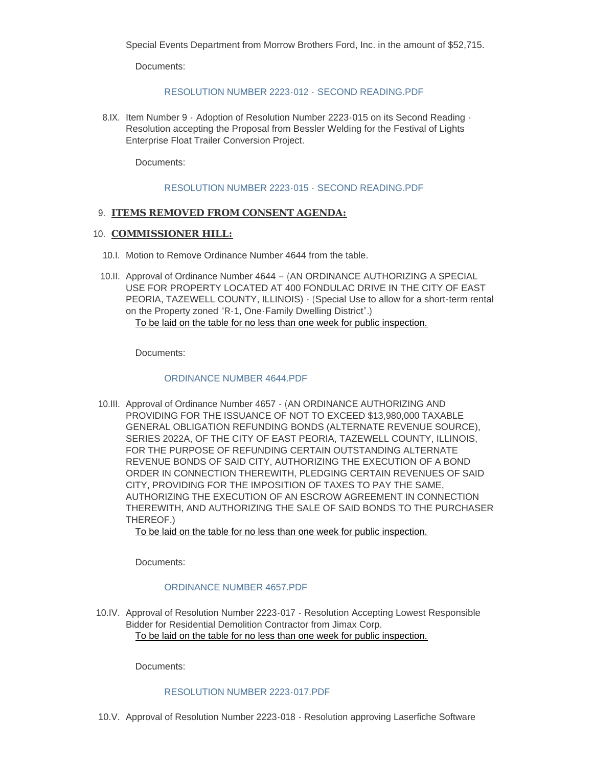Special Events Department from Morrow Brothers Ford, Inc. in the amount of $52,715.

Documents:

RESOLUTION NUMBER 2223-012 - SECOND READING.PDF

8.IX. Item Number 9 - Adoption of Resolution Number 2223-015 on its Second Reading - Resolution accepting the Proposal from Bessler Welding for the Festival of Lights Enterprise Float Trailer Conversion Project.

Documents:

RESOLUTION NUMBER 2223-015 - SECOND READING.PDF

## 9. ITEMS REMOVED FROM CONSENT AGENDA:

## 10. COMMISSIONER HILL:

10.I. Motion to Remove Ordinance Number 4644 from the table.

10.II. Approval of Ordinance Number 4644 – (AN ORDINANCE AUTHORIZING A SPECIAL USE FOR PROPERTY LOCATED AT 400 FONDULAC DRIVE IN THE CITY OF EAST PEORIA, TAZEWELL COUNTY, ILLINOIS) - (Special Use to allow for a short-term rental on the Property zoned "R-1, One-Family Dwelling District".)
To be laid on the table for no less than one week for public inspection.

Documents:

ORDINANCE NUMBER 4644.PDF

10.III. Approval of Ordinance Number 4657 - (AN ORDINANCE AUTHORIZING AND PROVIDING FOR THE ISSUANCE OF NOT TO EXCEED $13,980,000 TAXABLE GENERAL OBLIGATION REFUNDING BONDS (ALTERNATE REVENUE SOURCE), SERIES 2022A, OF THE CITY OF EAST PEORIA, TAZEWELL COUNTY, ILLINOIS, FOR THE PURPOSE OF REFUNDING CERTAIN OUTSTANDING ALTERNATE REVENUE BONDS OF SAID CITY, AUTHORIZING THE EXECUTION OF A BOND ORDER IN CONNECTION THEREWITH, PLEDGING CERTAIN REVENUES OF SAID CITY, PROVIDING FOR THE IMPOSITION OF TAXES TO PAY THE SAME, AUTHORIZING THE EXECUTION OF AN ESCROW AGREEMENT IN CONNECTION THEREWITH, AND AUTHORIZING THE SALE OF SAID BONDS TO THE PURCHASER THEREOF.)
To be laid on the table for no less than one week for public inspection.

Documents:

ORDINANCE NUMBER 4657.PDF

10.IV. Approval of Resolution Number 2223-017 - Resolution Accepting Lowest Responsible Bidder for Residential Demolition Contractor from Jimax Corp.
To be laid on the table for no less than one week for public inspection.

Documents:

RESOLUTION NUMBER 2223-017.PDF

10.V. Approval of Resolution Number 2223-018 - Resolution approving Laserfiche Software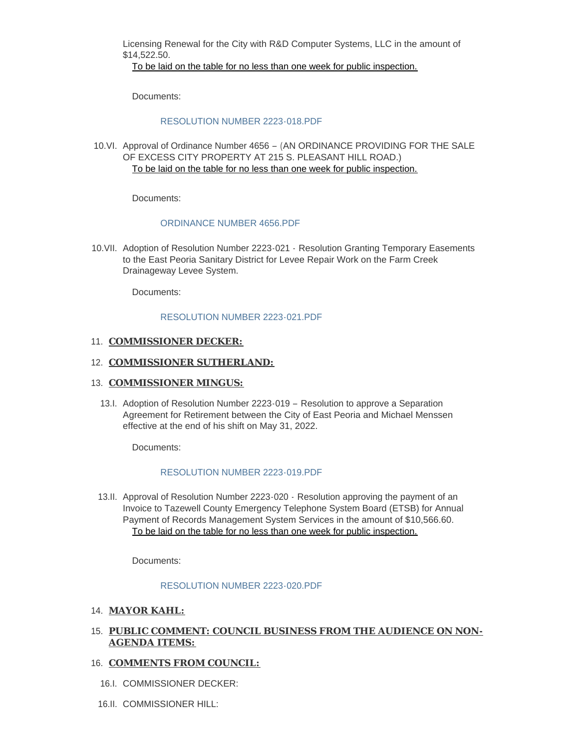Licensing Renewal for the City with R&D Computer Systems, LLC in the amount of $14,522.50.
<u>To be laid on the table for no less than one week for public inspection.</u>

Documents:

RESOLUTION NUMBER 2223-018.PDF

10.VI. Approval of Ordinance Number 4656 – (AN ORDINANCE PROVIDING FOR THE SALE OF EXCESS CITY PROPERTY AT 215 S. PLEASANT HILL ROAD.)
<u>To be laid on the table for no less than one week for public inspection.</u>

Documents:

ORDINANCE NUMBER 4656.PDF

10.VII. Adoption of Resolution Number 2223-021 - Resolution Granting Temporary Easements to the East Peoria Sanitary District for Levee Repair Work on the Farm Creek Drainageway Levee System.

Documents:

RESOLUTION NUMBER 2223-021.PDF

## 11. COMMISSIONER DECKER:

## 12. COMMISSIONER SUTHERLAND:

## 13. COMMISSIONER MINGUS:

13.I. Adoption of Resolution Number 2223-019 – Resolution to approve a Separation Agreement for Retirement between the City of East Peoria and Michael Menssen effective at the end of his shift on May 31, 2022.

Documents:

RESOLUTION NUMBER 2223-019.PDF

13.II. Approval of Resolution Number 2223-020 - Resolution approving the payment of an Invoice to Tazewell County Emergency Telephone System Board (ETSB) for Annual Payment of Records Management System Services in the amount of $10,566.60.
<u>To be laid on the table for no less than one week for public inspection.</u>

Documents:

RESOLUTION NUMBER 2223-020.PDF

## 14. MAYOR KAHL:

## 15. PUBLIC COMMENT: COUNCIL BUSINESS FROM THE AUDIENCE ON NON-AGENDA ITEMS:

## 16. COMMENTS FROM COUNCIL:

16.I. COMMISSIONER DECKER:

16.II. COMMISSIONER HILL: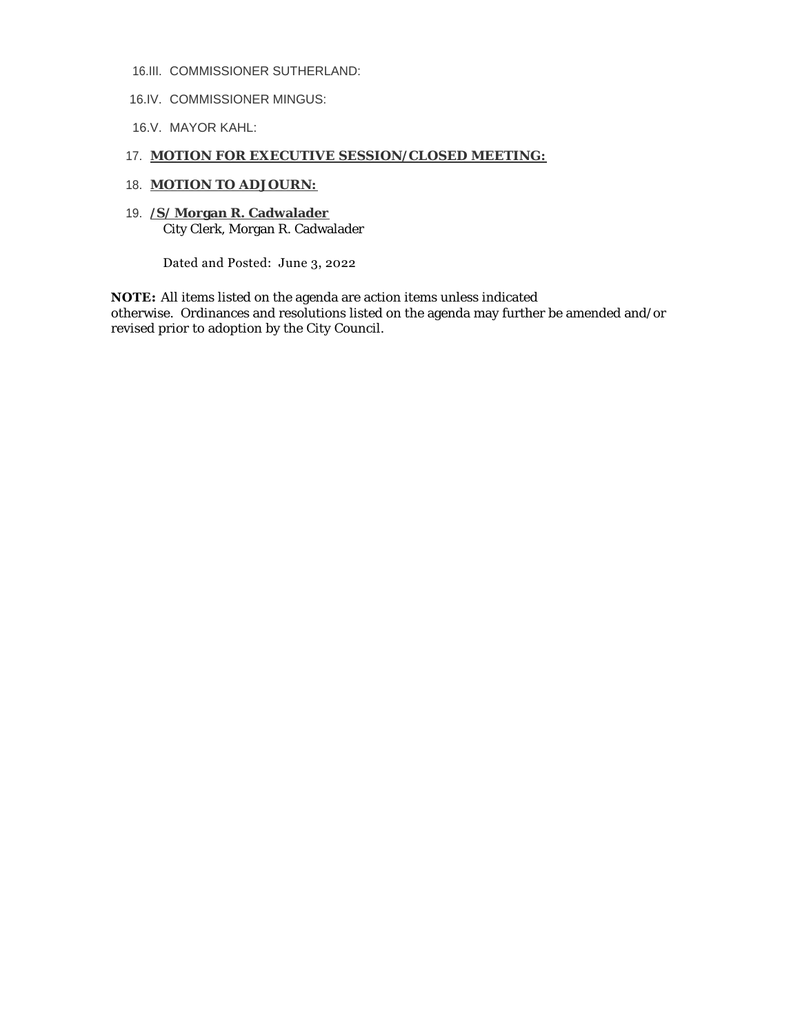16.III. COMMISSIONER SUTHERLAND:

16.IV. COMMISSIONER MINGUS:

16.V. MAYOR KAHL:

17. **MOTION FOR EXECUTIVE SESSION/CLOSED MEETING:**

18. **MOTION TO ADJOURN:**

19. **/S/ Morgan R. Cadwalader**
    City Clerk, Morgan R. Cadwalader

    Dated and Posted: June 3, 2022

**NOTE:** All items listed on the agenda are action items unless indicated otherwise. Ordinances and resolutions listed on the agenda may further be amended and/or revised prior to adoption by the City Council.